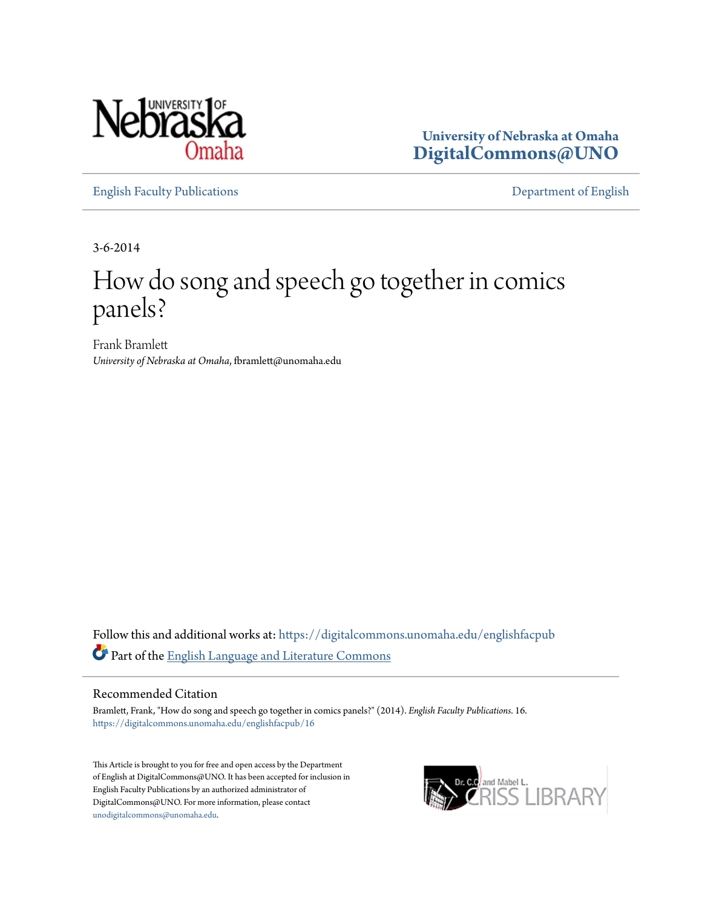University of Nebraska at Omaha
DigitalCommons@UNO

English Faculty Publications | Department of English

3-6-2014

# How do song and speech go together in comics panels?

Frank Bramlett
*University of Nebraska at Omaha*, fbramlett@unomaha.edu

Follow this and additional works at: https://digitalcommons.unomaha.edu/englishfacpub

Part of the English Language and Literature Commons

## Recommended Citation

Bramlett, Frank, "How do song and speech go together in comics panels?" (2014). *English Faculty Publications*. 16.
https://digitalcommons.unomaha.edu/englishfacpub/16

This Article is brought to you for free and open access by the Department of English at DigitalCommons@UNO. It has been accepted for inclusion in English Faculty Publications by an authorized administrator of DigitalCommons@UNO. For more information, please contact unodigitalcommons@unomaha.edu.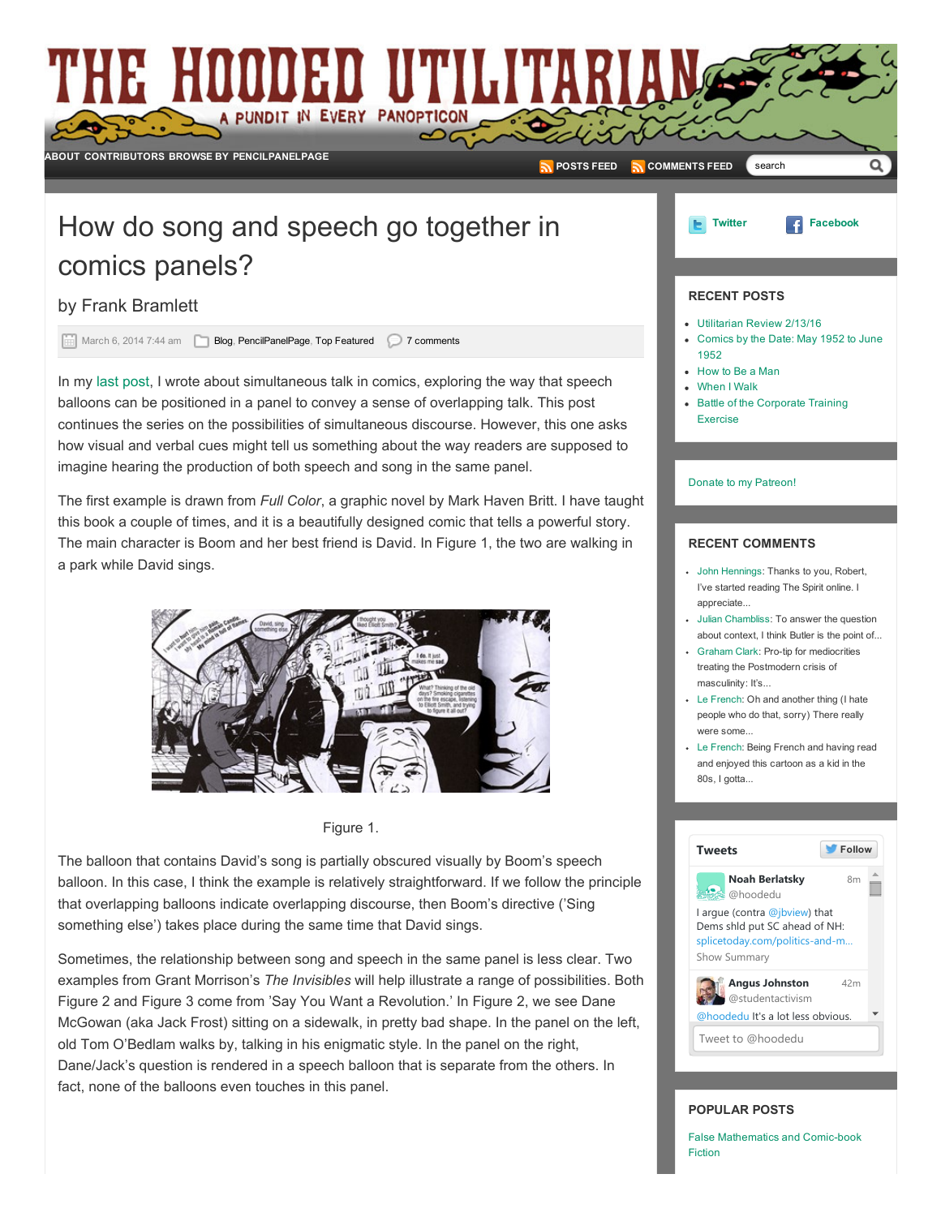# THE HOODED UTILITARIAN

A PUNDIT IN EVERY PANOPTICON

ABOUT CONTRIBUTORS BROWSE BY PENCILPANELPAGE

POSTS FEED COMMENTS FEED

## How do song and speech go together in comics panels?

by Frank Bramlett

March 6, 2014 7:44 am Blog, PencilPanelPage, Top Featured 7 comments

In my last post, I wrote about simultaneous talk in comics, exploring the way that speech balloons can be positioned in a panel to convey a sense of overlapping talk. This post continues the series on the possibilities of simultaneous discourse. However, this one asks how visual and verbal cues might tell us something about the way readers are supposed to imagine hearing the production of both speech and song in the same panel.

The first example is drawn from *Full Color*, a graphic novel by Mark Haven Britt. I have taught this book a couple of times, and it is a beautifully designed comic that tells a powerful story. The main character is Boom and her best friend is David. In Figure 1, the two are walking in a park while David sings.

Figure 1.

The balloon that contains David's song is partially obscured visually by Boom's speech balloon. In this case, I think the example is relatively straightforward. If we follow the principle that overlapping balloons indicate overlapping discourse, then Boom's directive ('Sing something else') takes place during the same time that David sings.

Sometimes, the relationship between song and speech in the same panel is less clear. Two examples from Grant Morrison's *The Invisibles* will help illustrate a range of possibilities. Both Figure 2 and Figure 3 come from 'Say You Want a Revolution.' In Figure 2, we see Dane McGowan (aka Jack Frost) sitting on a sidewalk, in pretty bad shape. In the panel on the left, old Tom O'Bedlam walks by, talking in his enigmatic style. In the panel on the right, Dane/Jack's question is rendered in a speech balloon that is separate from the others. In fact, none of the balloons even touches in this panel.

Twitter Facebook

### RECENT POSTS

- Utilitarian Review 2/13/16
- Comics by the Date: May 1952 to June 1952
- How to Be a Man
- When I Walk
- Battle of the Corporate Training Exercise

Donate to my Patreon!

### RECENT COMMENTS

- John Hennings: Thanks to you, Robert, I've started reading The Spirit online. I appreciate...
- Julian Chambliss: To answer the question about context, I think Butler is the point of...
- Graham Clark: Pro-tip for mediocrities treating the Postmodern crisis of masculinity: It's...
- Le French: Oh and another thing (I hate people who do that, sorry) There really were some...
- Le French: Being French and having read and enjoyed this cartoon as a kid in the 80s, I gotta...

### Tweets

Follow

Noah Berlatsky @hoodedu 8m
I argue (contra @jbview) that Dems shld put SC ahead of NH: splicetoday.com/politics-and-m...
Show Summary

Angus Johnston @studentactivism 42m
@hoodedu It's a lot less obvious.

Tweet to @hoodedu

### POPULAR POSTS

False Mathematics and Comic-book Fiction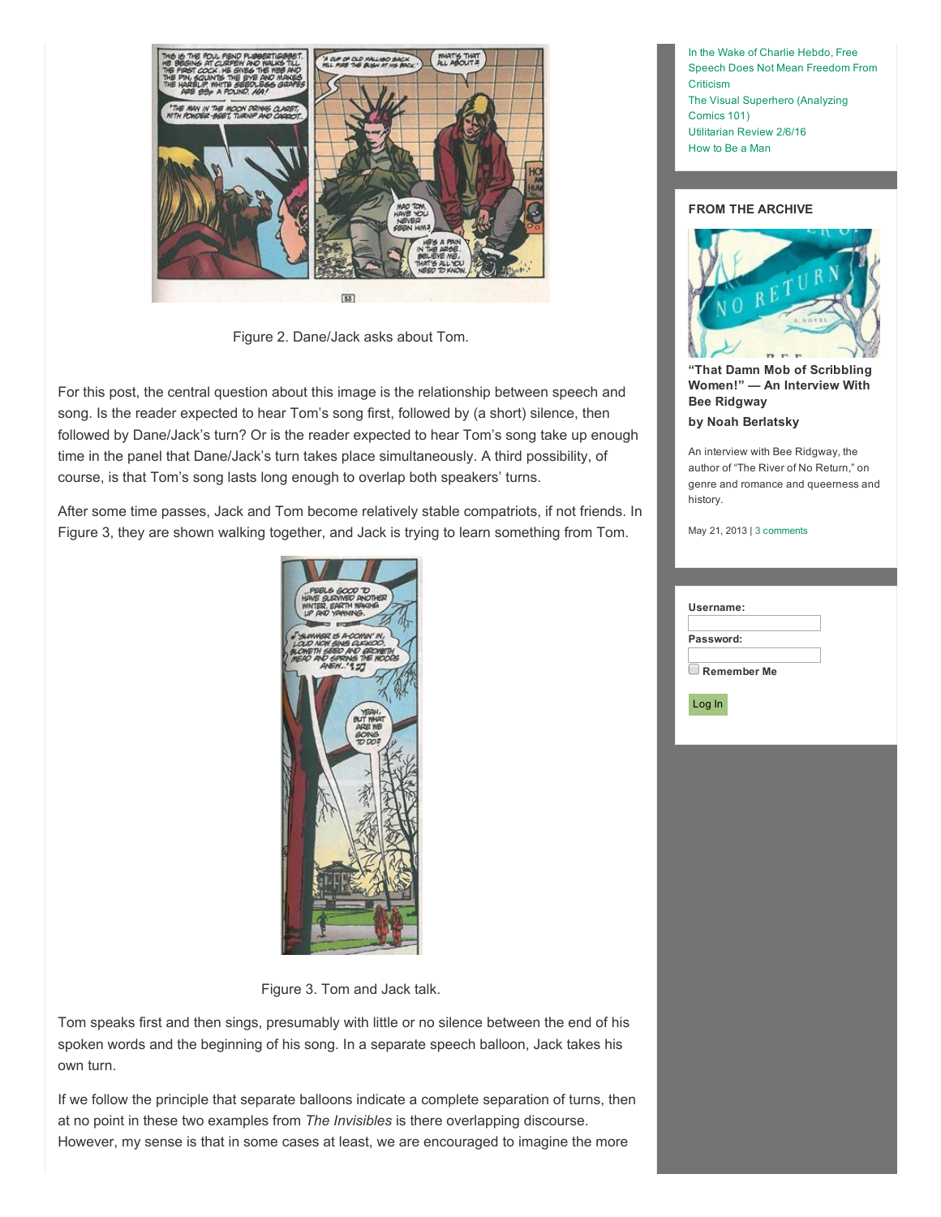Figure 2. Dane/Jack asks about Tom.

For this post, the central question about this image is the relationship between speech and song. Is the reader expected to hear Tom's song first, followed by (a short) silence, then followed by Dane/Jack's turn? Or is the reader expected to hear Tom's song take up enough time in the panel that Dane/Jack's turn takes place simultaneously. A third possibility, of course, is that Tom's song lasts long enough to overlap both speakers' turns.

After some time passes, Jack and Tom become relatively stable compatriots, if not friends. In Figure 3, they are shown walking together, and Jack is trying to learn something from Tom.

Figure 3. Tom and Jack talk.

Tom speaks first and then sings, presumably with little or no silence between the end of his spoken words and the beginning of his song. In a separate speech balloon, Jack takes his own turn.

If we follow the principle that separate balloons indicate a complete separation of turns, then at no point in these two examples from *The Invisibles* is there overlapping discourse. However, my sense is that in some cases at least, we are encouraged to imagine the more

In the Wake of Charlie Hebdo, Free Speech Does Not Mean Freedom From Criticism
The Visual Superhero (Analyzing Comics 101)
Utilitarian Review 2/6/16
How to Be a Man

**FROM THE ARCHIVE**

**"That Damn Mob of Scribbling Women!" — An Interview With Bee Ridgway**

**by Noah Berlatsky**

An interview with Bee Ridgway, the author of "The River of No Return," on genre and romance and queerness and history.

May 21, 2013 | 3 comments

**Username:**

**Password:**

**Remember Me**

Log In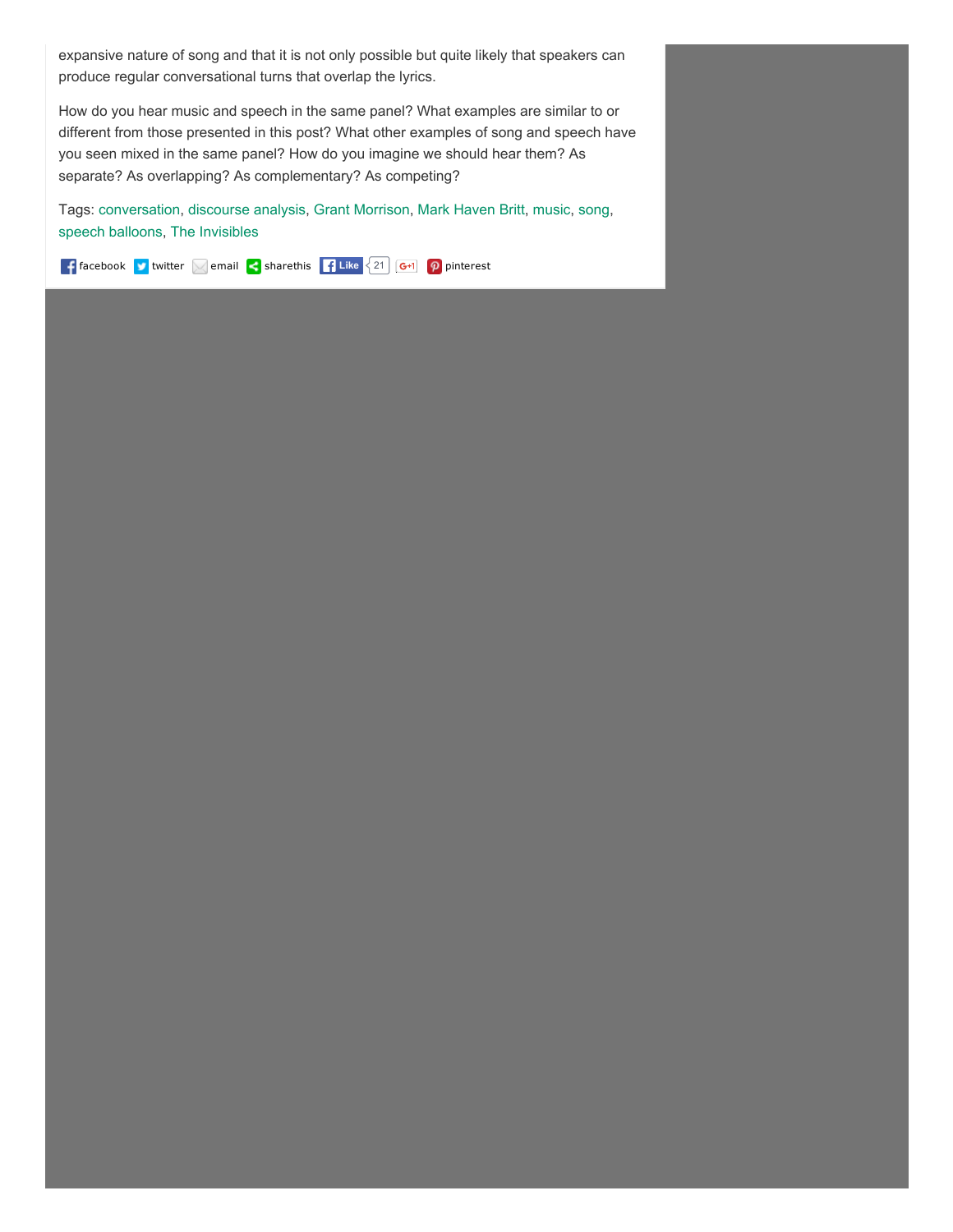expansive nature of song and that it is not only possible but quite likely that speakers can produce regular conversational turns that overlap the lyrics.

How do you hear music and speech in the same panel? What examples are similar to or different from those presented in this post? What other examples of song and speech have you seen mixed in the same panel? How do you imagine we should hear them? As separate? As overlapping? As complementary? As competing?

Tags: conversation, discourse analysis, Grant Morrison, Mark Haven Britt, music, song, speech balloons, The Invisibles

facebook twitter email sharethis Like 21 pinterest